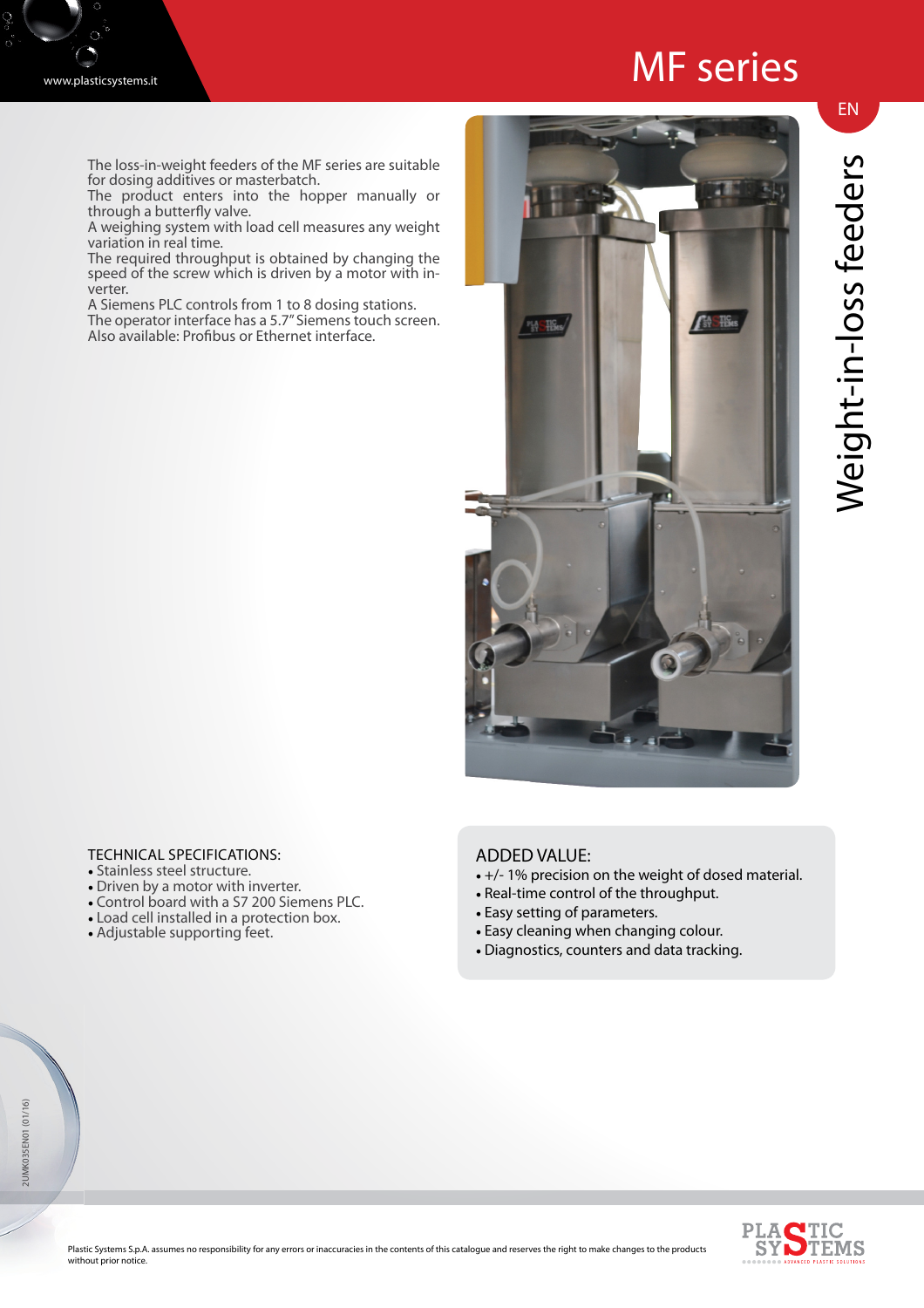# MF series

## Weight-in-loss feeders

The loss-in-weight feeders of the MF series are suitable for dosing additives or masterbatch.
The product enters into the hopper manually or through a butterfly valve.
A weighing system with load cell measures any weight variation in real time.
The required throughput is obtained by changing the speed of the screw which is driven by a motor with inverter.
A Siemens PLC controls from 1 to 8 dosing stations.
The operator interface has a 5.7" Siemens touch screen.
Also available: Profibus or Ethernet interface.

### TECHNICAL SPECIFICATIONS:

- Stainless steel structure.
- Driven by a motor with inverter.
- Control board with a S7 200 Siemens PLC.
- Load cell installed in a protection box.
- Adjustable supporting feet.

### ADDED VALUE:

- +/- 1% precision on the weight of dosed material.
- Real-time control of the throughput.
- Easy setting of parameters.
- Easy cleaning when changing colour.
- Diagnostics, counters and data tracking.

Plastic Systems S.p.A. assumes no responsibility for any errors or inaccuracies in the contents of this catalogue and reserves the right to make changes to the products without prior notice.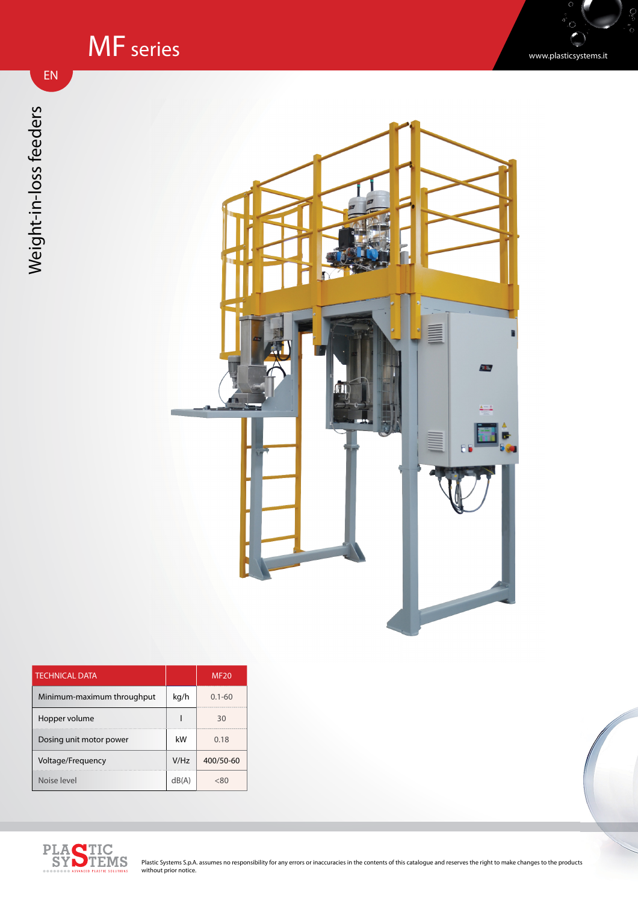# MF series

EN

Weight-in-loss feeders

| TECHNICAL DATA | | MF20 |
|---|---|---|
| Minimum-maximum throughput | kg/h | 0.1-60 |
| Hopper volume | l | 30 |
| Dosing unit motor power | kW | 0.18 |
| Voltage/Frequency | V/Hz | 400/50-60 |
| Noise level | dB(A) | <80 |

Plastic Systems S.p.A. assumes no responsibility for any errors or inaccuracies in the contents of this catalogue and reserves the right to make changes to the products without prior notice.